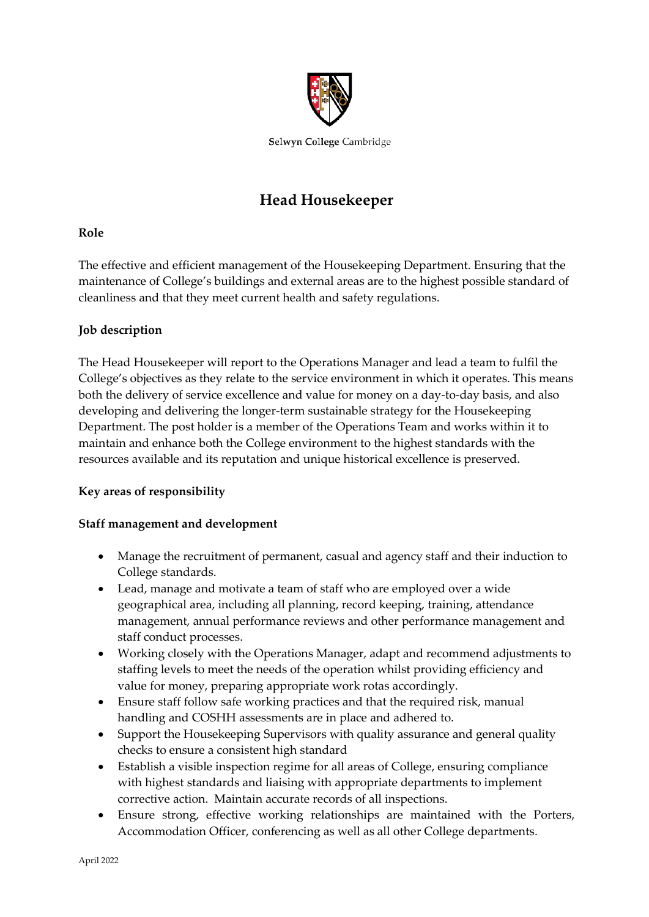Selwyn College Cambridge

# Head Housekeeper

**Role**

The effective and efficient management of the Housekeeping Department. Ensuring that the maintenance of College's buildings and external areas are to the highest possible standard of cleanliness and that they meet current health and safety regulations.

**Job description**

The Head Housekeeper will report to the Operations Manager and lead a team to fulfil the College's objectives as they relate to the service environment in which it operates. This means both the delivery of service excellence and value for money on a day-to-day basis, and also developing and delivering the longer-term sustainable strategy for the Housekeeping Department. The post holder is a member of the Operations Team and works within it to maintain and enhance both the College environment to the highest standards with the resources available and its reputation and unique historical excellence is preserved.

**Key areas of responsibility**

**Staff management and development**

- Manage the recruitment of permanent, casual and agency staff and their induction to College standards.
- Lead, manage and motivate a team of staff who are employed over a wide geographical area, including all planning, record keeping, training, attendance management, annual performance reviews and other performance management and staff conduct processes.
- Working closely with the Operations Manager, adapt and recommend adjustments to staffing levels to meet the needs of the operation whilst providing efficiency and value for money, preparing appropriate work rotas accordingly.
- Ensure staff follow safe working practices and that the required risk, manual handling and COSHH assessments are in place and adhered to.
- Support the Housekeeping Supervisors with quality assurance and general quality checks to ensure a consistent high standard
- Establish a visible inspection regime for all areas of College, ensuring compliance with highest standards and liaising with appropriate departments to implement corrective action. Maintain accurate records of all inspections.
- Ensure strong, effective working relationships are maintained with the Porters, Accommodation Officer, conferencing as well as all other College departments.

April 2022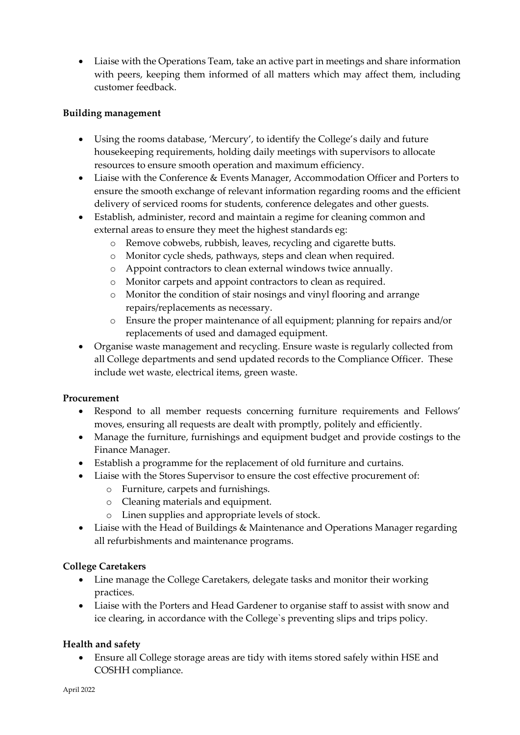- Liaise with the Operations Team, take an active part in meetings and share information with peers, keeping them informed of all matters which may affect them, including customer feedback.

**Building management**

- Using the rooms database, 'Mercury', to identify the College's daily and future housekeeping requirements, holding daily meetings with supervisors to allocate resources to ensure smooth operation and maximum efficiency.
- Liaise with the Conference & Events Manager, Accommodation Officer and Porters to ensure the smooth exchange of relevant information regarding rooms and the efficient delivery of serviced rooms for students, conference delegates and other guests.
- Establish, administer, record and maintain a regime for cleaning common and external areas to ensure they meet the highest standards eg:
    - Remove cobwebs, rubbish, leaves, recycling and cigarette butts.
    - Monitor cycle sheds, pathways, steps and clean when required.
    - Appoint contractors to clean external windows twice annually.
    - Monitor carpets and appoint contractors to clean as required.
    - Monitor the condition of stair nosings and vinyl flooring and arrange repairs/replacements as necessary.
    - Ensure the proper maintenance of all equipment; planning for repairs and/or replacements of used and damaged equipment.
- Organise waste management and recycling. Ensure waste is regularly collected from all College departments and send updated records to the Compliance Officer. These include wet waste, electrical items, green waste.

**Procurement**

- Respond to all member requests concerning furniture requirements and Fellows' moves, ensuring all requests are dealt with promptly, politely and efficiently.
- Manage the furniture, furnishings and equipment budget and provide costings to the Finance Manager.
- Establish a programme for the replacement of old furniture and curtains.
- Liaise with the Stores Supervisor to ensure the cost effective procurement of:
    - Furniture, carpets and furnishings.
    - Cleaning materials and equipment.
    - Linen supplies and appropriate levels of stock.
- Liaise with the Head of Buildings & Maintenance and Operations Manager regarding all refurbishments and maintenance programs.

**College Caretakers**

- Line manage the College Caretakers, delegate tasks and monitor their working practices.
- Liaise with the Porters and Head Gardener to organise staff to assist with snow and ice clearing, in accordance with the College`s preventing slips and trips policy.

**Health and safety**

- Ensure all College storage areas are tidy with items stored safely within HSE and COSHH compliance.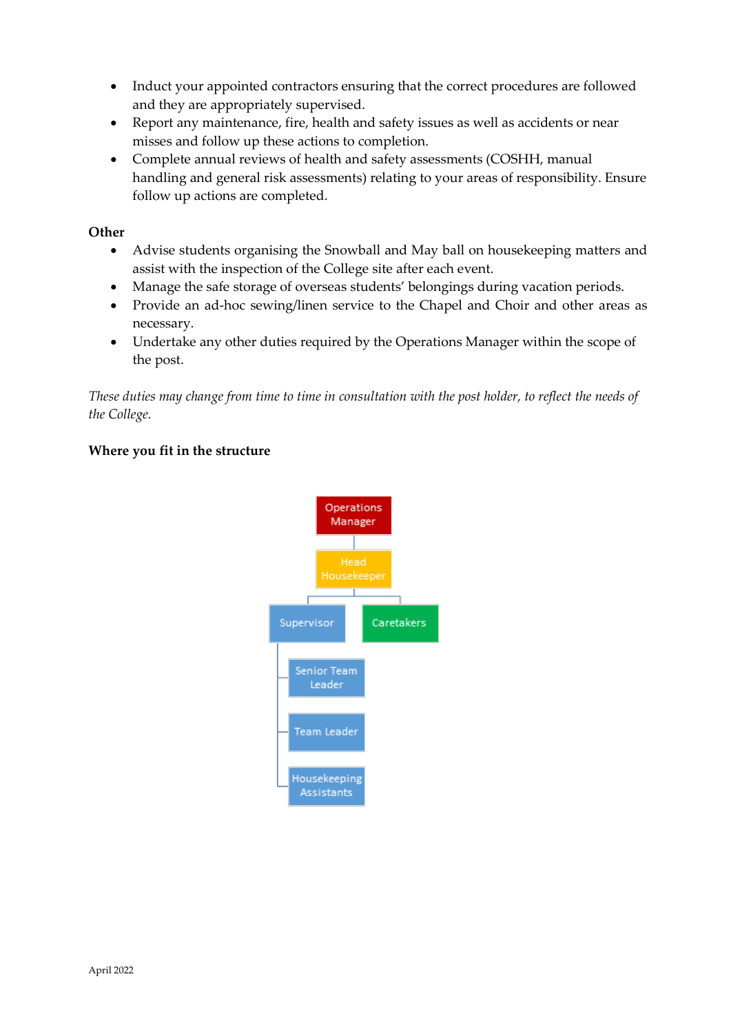- Induct your appointed contractors ensuring that the correct procedures are followed and they are appropriately supervised.
- Report any maintenance, fire, health and safety issues as well as accidents or near misses and follow up these actions to completion.
- Complete annual reviews of health and safety assessments (COSHH, manual handling and general risk assessments) relating to your areas of responsibility. Ensure follow up actions are completed.

**Other**

- Advise students organising the Snowball and May ball on housekeeping matters and assist with the inspection of the College site after each event.
- Manage the safe storage of overseas students' belongings during vacation periods.
- Provide an ad-hoc sewing/linen service to the Chapel and Choir and other areas as necessary.
- Undertake any other duties required by the Operations Manager within the scope of the post.

*These duties may change from time to time in consultation with the post holder, to reflect the needs of the College.*

**Where you fit in the structure**

Operations Manager

Head Housekeeper

Supervisor

Caretakers

Senior Team Leader

Team Leader

Housekeeping Assistants

April 2022